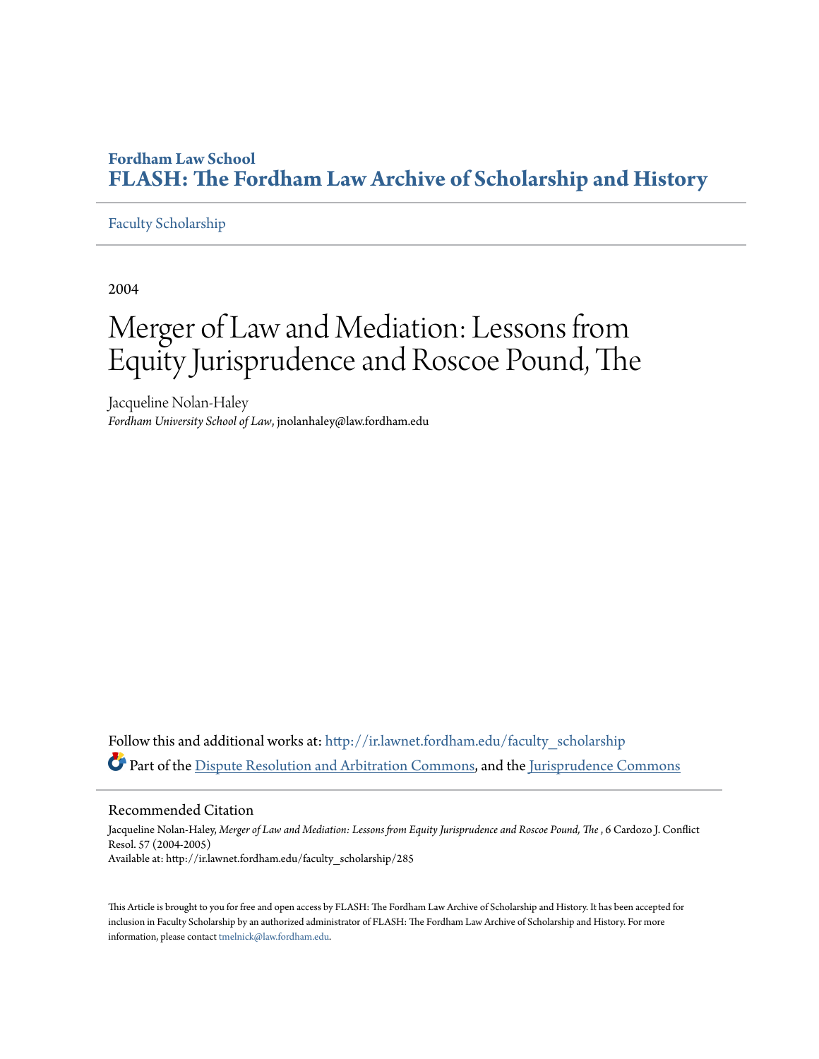**Fordham Law School**
**FLASH: The Fordham Law Archive of Scholarship and History**

Faculty Scholarship

2004

# Merger of Law and Mediation: Lessons from Equity Jurisprudence and Roscoe Pound, The

Jacqueline Nolan-Haley
*Fordham University School of Law*, jnolanhaley@law.fordham.edu

Follow this and additional works at: http://ir.lawnet.fordham.edu/faculty_scholarship
Part of the Dispute Resolution and Arbitration Commons, and the Jurisprudence Commons

## Recommended Citation

Jacqueline Nolan-Haley, *Merger of Law and Mediation: Lessons from Equity Jurisprudence and Roscoe Pound, The* , 6 Cardozo J. Conflict Resol. 57 (2004-2005)
Available at: http://ir.lawnet.fordham.edu/faculty_scholarship/285

This Article is brought to you for free and open access by FLASH: The Fordham Law Archive of Scholarship and History. It has been accepted for inclusion in Faculty Scholarship by an authorized administrator of FLASH: The Fordham Law Archive of Scholarship and History. For more information, please contact tmelnick@law.fordham.edu.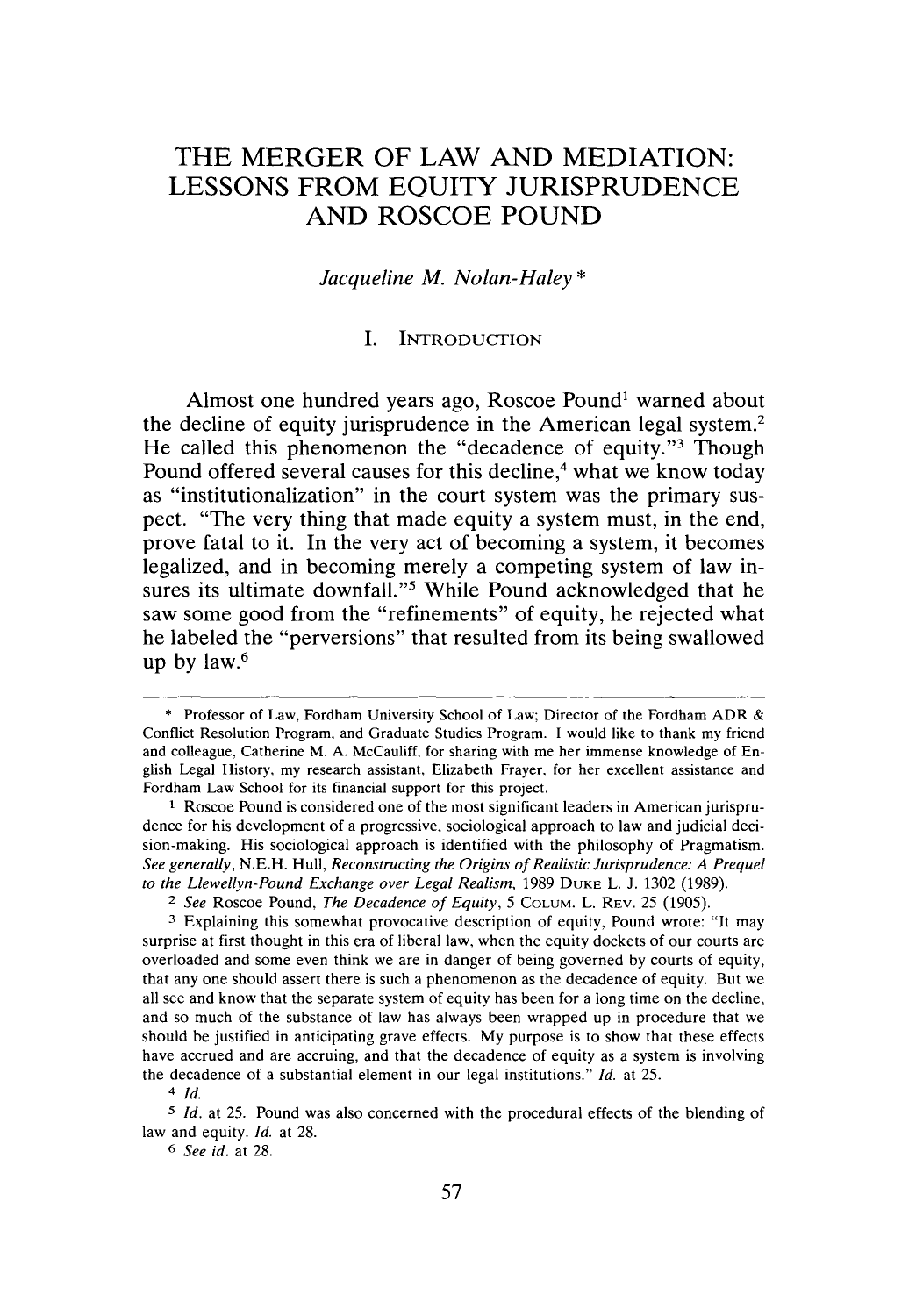# THE MERGER OF LAW AND MEDIATION: LESSONS FROM EQUITY JURISPRUDENCE AND ROSCOE POUND

*Jacqueline M. Nolan-Haley* *

## I. INTRODUCTION

Almost one hundred years ago, Roscoe Pound[1] warned about the decline of equity jurisprudence in the American legal system.[2] He called this phenomenon the "decadence of equity."[3] Though Pound offered several causes for this decline,[4] what we know today as "institutionalization" in the court system was the primary suspect. "The very thing that made equity a system must, in the end, prove fatal to it. In the very act of becoming a system, it becomes legalized, and in becoming merely a competing system of law insures its ultimate downfall."[5] While Pound acknowledged that he saw some good from the "refinements" of equity, he rejected what he labeled the "perversions" that resulted from its being swallowed up by law.[6]

---

\* Professor of Law, Fordham University School of Law; Director of the Fordham ADR & Conflict Resolution Program, and Graduate Studies Program. I would like to thank my friend and colleague, Catherine M. A. McCauliff, for sharing with me her immense knowledge of English Legal History, my research assistant, Elizabeth Frayer, for her excellent assistance and Fordham Law School for its financial support for this project.

[1] Roscoe Pound is considered one of the most significant leaders in American jurisprudence for his development of a progressive, sociological approach to law and judicial decision-making. His sociological approach is identified with the philosophy of Pragmatism. *See generally*, N.E.H. Hull, *Reconstructing the Origins of Realistic Jurisprudence: A Prequel to the Llewellyn-Pound Exchange over Legal Realism,* 1989 DUKE L. J. 1302 (1989).

[2] *See* Roscoe Pound, *The Decadence of Equity*, 5 COLUM. L. REV. 25 (1905).

[3] Explaining this somewhat provocative description of equity, Pound wrote: "It may surprise at first thought in this era of liberal law, when the equity dockets of our courts are overloaded and some even think we are in danger of being governed by courts of equity, that any one should assert there is such a phenomenon as the decadence of equity. But we all see and know that the separate system of equity has been for a long time on the decline, and so much of the substance of law has always been wrapped up in procedure that we should be justified in anticipating grave effects. My purpose is to show that these effects have accrued and are accruing, and that the decadence of equity as a system is involving the decadence of a substantial element in our legal institutions." *Id.* at 25.

[4] *Id.*

[5] *Id.* at 25. Pound was also concerned with the procedural effects of the blending of law and equity. *Id.* at 28.

[6] *See id.* at 28.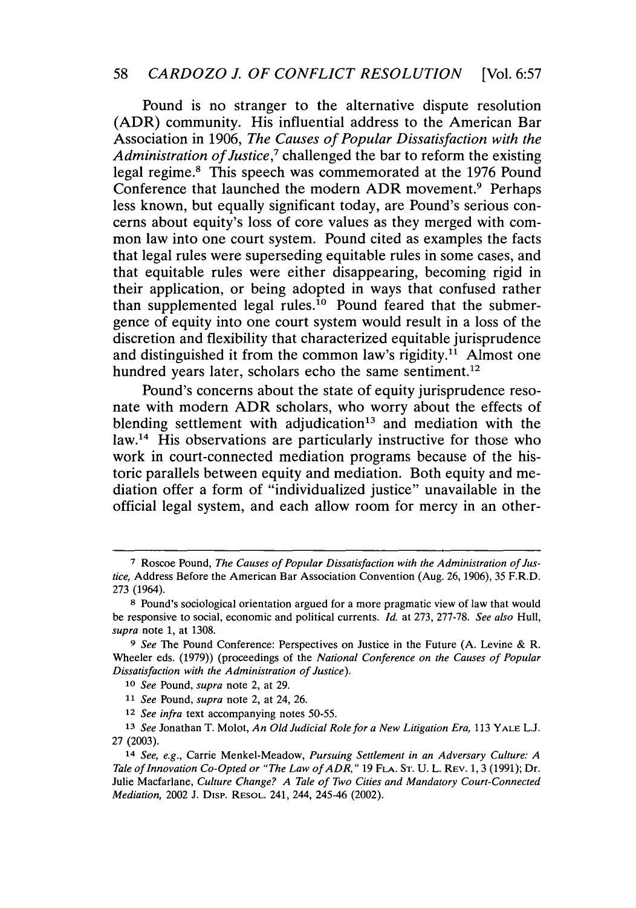Pound is no stranger to the alternative dispute resolution (ADR) community. His influential address to the American Bar Association in 1906, *The Causes of Popular Dissatisfaction with the Administration of Justice*,[7] challenged the bar to reform the existing legal regime.[8] This speech was commemorated at the 1976 Pound Conference that launched the modern ADR movement.[9] Perhaps less known, but equally significant today, are Pound's serious concerns about equity's loss of core values as they merged with common law into one court system. Pound cited as examples the facts that legal rules were superseding equitable rules in some cases, and that equitable rules were either disappearing, becoming rigid in their application, or being adopted in ways that confused rather than supplemented legal rules.[10] Pound feared that the submergence of equity into one court system would result in a loss of the discretion and flexibility that characterized equitable jurisprudence and distinguished it from the common law's rigidity.[11] Almost one hundred years later, scholars echo the same sentiment.[12]

Pound's concerns about the state of equity jurisprudence resonate with modern ADR scholars, who worry about the effects of blending settlement with adjudication[13] and mediation with the law.[14] His observations are particularly instructive for those who work in court-connected mediation programs because of the historic parallels between equity and mediation. Both equity and mediation offer a form of "individualized justice" unavailable in the official legal system, and each allow room for mercy in an other-

---

[7] Roscoe Pound, *The Causes of Popular Dissatisfaction with the Administration of Justice*, Address Before the American Bar Association Convention (Aug. 26, 1906), 35 F.R.D. 273 (1964).

[8] Pound's sociological orientation argued for a more pragmatic view of law that would be responsive to social, economic and political currents. *Id.* at 273, 277-78. *See also* Hull, *supra* note 1, at 1308.

[9] *See* The Pound Conference: Perspectives on Justice in the Future (A. Levine & R. Wheeler eds. (1979)) (proceedings of the *National Conference on the Causes of Popular Dissatisfaction with the Administration of Justice*).

[10] *See* Pound, *supra* note 2, at 29.

[11] *See* Pound, *supra* note 2, at 24, 26.

[12] *See infra* text accompanying notes 50-55.

[13] *See* Jonathan T. Molot, *An Old Judicial Role for a New Litigation Era*, 113 YALE L.J. 27 (2003).

[14] *See, e.g.*, Carrie Menkel-Meadow, *Pursuing Settlement in an Adversary Culture: A Tale of Innovation Co-Opted or "The Law of ADR,"* 19 FLA. ST. U. L. REV. 1, 3 (1991); Dr. Julie Macfarlane, *Culture Change? A Tale of Two Cities and Mandatory Court-Connected Mediation*, 2002 J. DISP. RESOL. 241, 244, 245-46 (2002).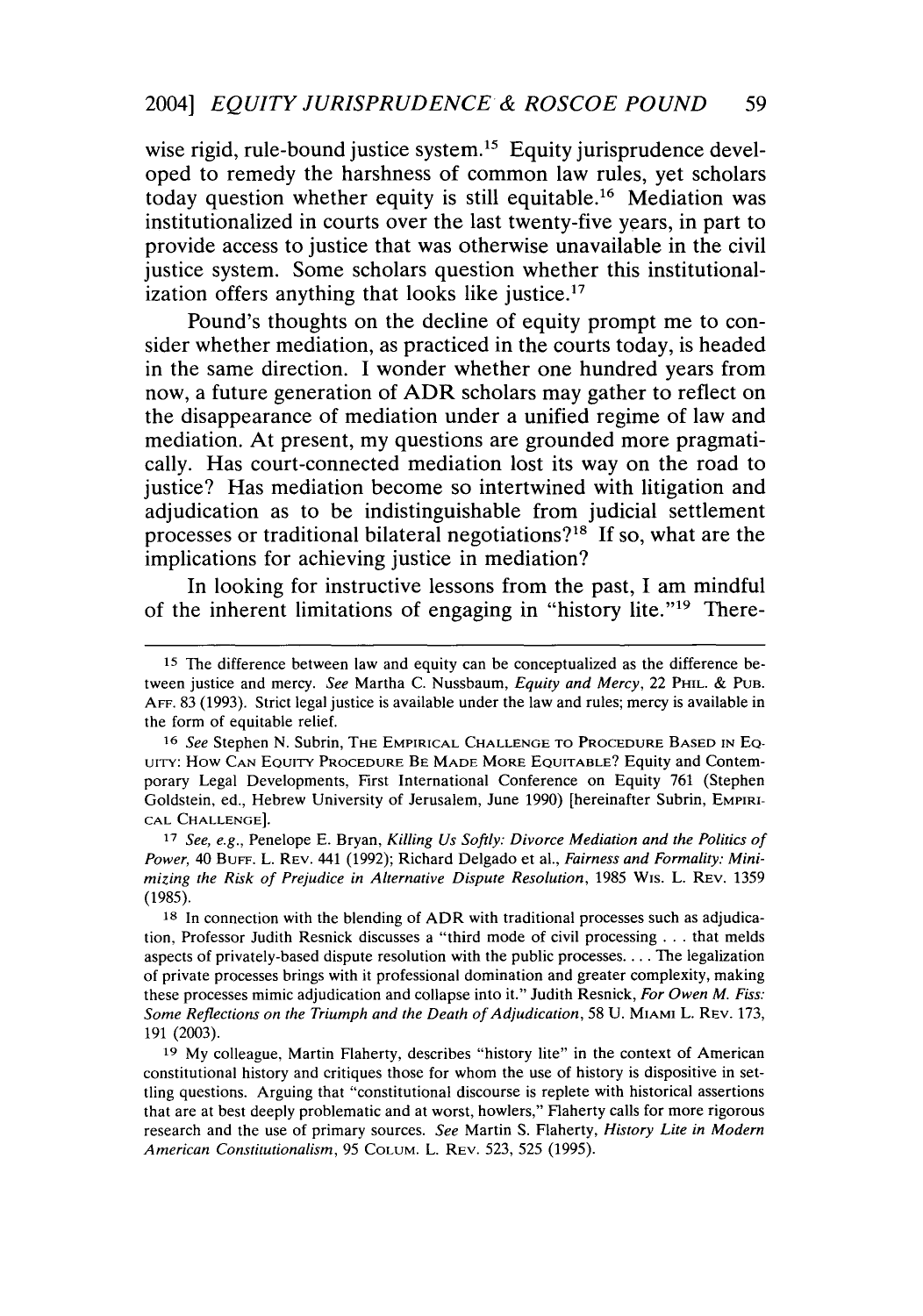wise rigid, rule-bound justice system.[15] Equity jurisprudence developed to remedy the harshness of common law rules, yet scholars today question whether equity is still equitable.[16] Mediation was institutionalized in courts over the last twenty-five years, in part to provide access to justice that was otherwise unavailable in the civil justice system. Some scholars question whether this institutionalization offers anything that looks like justice.[17]

Pound's thoughts on the decline of equity prompt me to consider whether mediation, as practiced in the courts today, is headed in the same direction. I wonder whether one hundred years from now, a future generation of ADR scholars may gather to reflect on the disappearance of mediation under a unified regime of law and mediation. At present, my questions are grounded more pragmatically. Has court-connected mediation lost its way on the road to justice? Has mediation become so intertwined with litigation and adjudication as to be indistinguishable from judicial settlement processes or traditional bilateral negotiations?[18] If so, what are the implications for achieving justice in mediation?

In looking for instructive lessons from the past, I am mindful of the inherent limitations of engaging in "history lite."[19] There-

---

[15] The difference between law and equity can be conceptualized as the difference between justice and mercy. *See* Martha C. Nussbaum, *Equity and Mercy*, 22 PHIL. & PUB. AFF. 83 (1993). Strict legal justice is available under the law and rules; mercy is available in the form of equitable relief.

[16] *See* Stephen N. Subrin, THE EMPIRICAL CHALLENGE TO PROCEDURE BASED IN EQUITY: HOW CAN EQUITY PROCEDURE BE MADE MORE EQUITABLE? Equity and Contemporary Legal Developments, First International Conference on Equity 761 (Stephen Goldstein, ed., Hebrew University of Jerusalem, June 1990) [hereinafter Subrin, EMPIRICAL CHALLENGE].

[17] *See, e.g.*, Penelope E. Bryan, *Killing Us Softly: Divorce Mediation and the Politics of Power*, 40 BUFF. L. REV. 441 (1992); Richard Delgado et al., *Fairness and Formality: Minimizing the Risk of Prejudice in Alternative Dispute Resolution*, 1985 WIS. L. REV. 1359 (1985).

[18] In connection with the blending of ADR with traditional processes such as adjudication, Professor Judith Resnick discusses a "third mode of civil processing . . . that melds aspects of privately-based dispute resolution with the public processes. . . . The legalization of private processes brings with it professional domination and greater complexity, making these processes mimic adjudication and collapse into it." Judith Resnick, *For Owen M. Fiss: Some Reflections on the Triumph and the Death of Adjudication*, 58 U. MIAMI L. REV. 173, 191 (2003).

[19] My colleague, Martin Flaherty, describes "history lite" in the context of American constitutional history and critiques those for whom the use of history is dispositive in settling questions. Arguing that "constitutional discourse is replete with historical assertions that are at best deeply problematic and at worst, howlers," Flaherty calls for more rigorous research and the use of primary sources. *See* Martin S. Flaherty, *History Lite in Modern American Constitutionalism*, 95 COLUM. L. REV. 523, 525 (1995).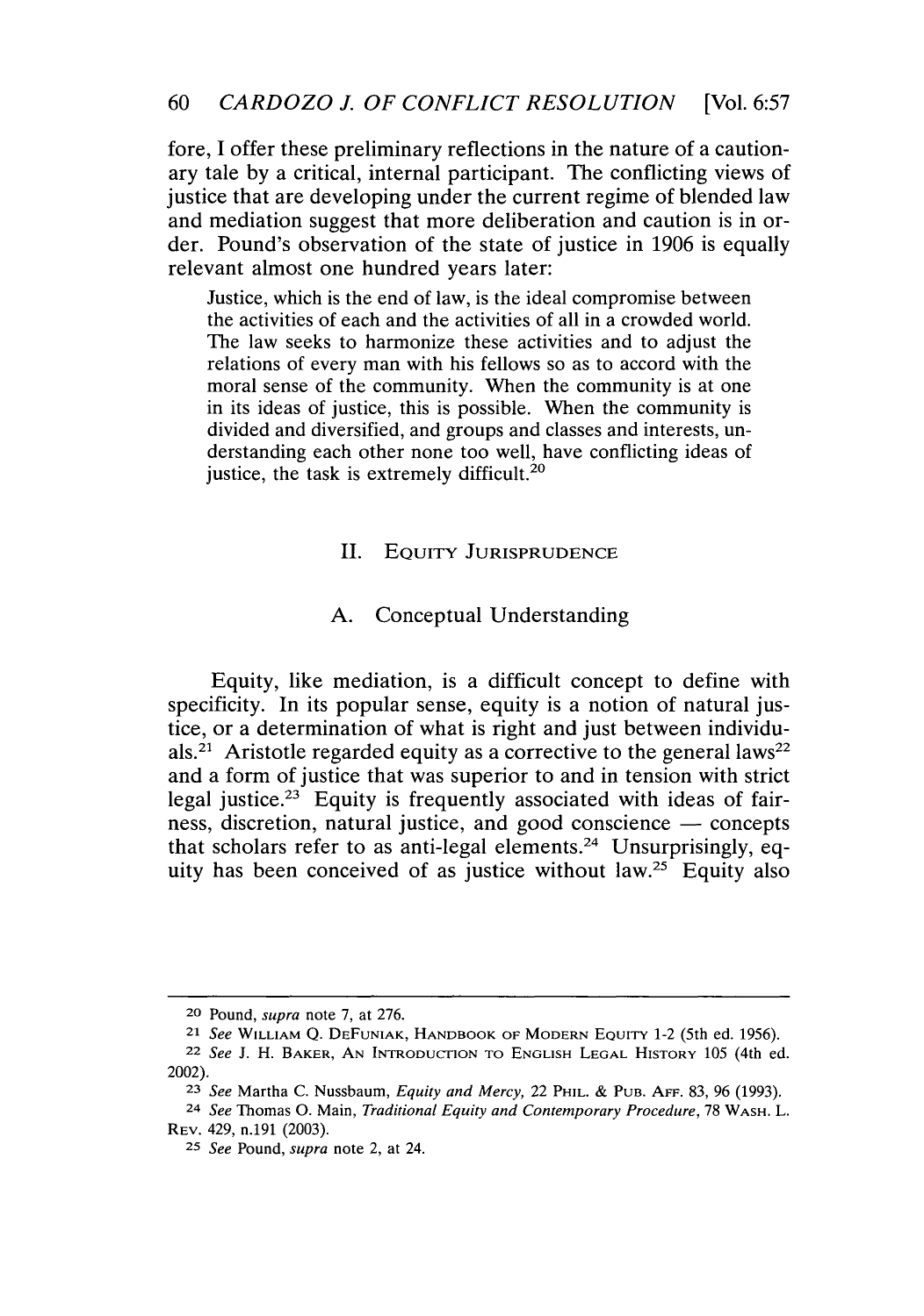fore, I offer these preliminary reflections in the nature of a cautionary tale by a critical, internal participant. The conflicting views of justice that are developing under the current regime of blended law and mediation suggest that more deliberation and caution is in order. Pound's observation of the state of justice in 1906 is equally relevant almost one hundred years later:

> Justice, which is the end of law, is the ideal compromise between the activities of each and the activities of all in a crowded world. The law seeks to harmonize these activities and to adjust the relations of every man with his fellows so as to accord with the moral sense of the community. When the community is at one in its ideas of justice, this is possible. When the community is divided and diversified, and groups and classes and interests, understanding each other none too well, have conflicting ideas of justice, the task is extremely difficult.[20]

## II. Equity Jurisprudence

### A. Conceptual Understanding

Equity, like mediation, is a difficult concept to define with specificity. In its popular sense, equity is a notion of natural justice, or a determination of what is right and just between individuals.[21] Aristotle regarded equity as a corrective to the general laws[22] and a form of justice that was superior to and in tension with strict legal justice.[23] Equity is frequently associated with ideas of fairness, discretion, natural justice, and good conscience — concepts that scholars refer to as anti-legal elements.[24] Unsurprisingly, equity has been conceived of as justice without law.[25] Equity also

---

[20] Pound, *supra* note 7, at 276.

[21] *See* William Q. DeFuniak, Handbook of Modern Equity 1-2 (5th ed. 1956).

[22] *See* J. H. Baker, An Introduction to English Legal History 105 (4th ed. 2002).

[23] *See* Martha C. Nussbaum, *Equity and Mercy*, 22 Phil. & Pub. Aff. 83, 96 (1993).

[24] *See* Thomas O. Main, *Traditional Equity and Contemporary Procedure*, 78 Wash. L. Rev. 429, n.191 (2003).

[25] *See* Pound, *supra* note 2, at 24.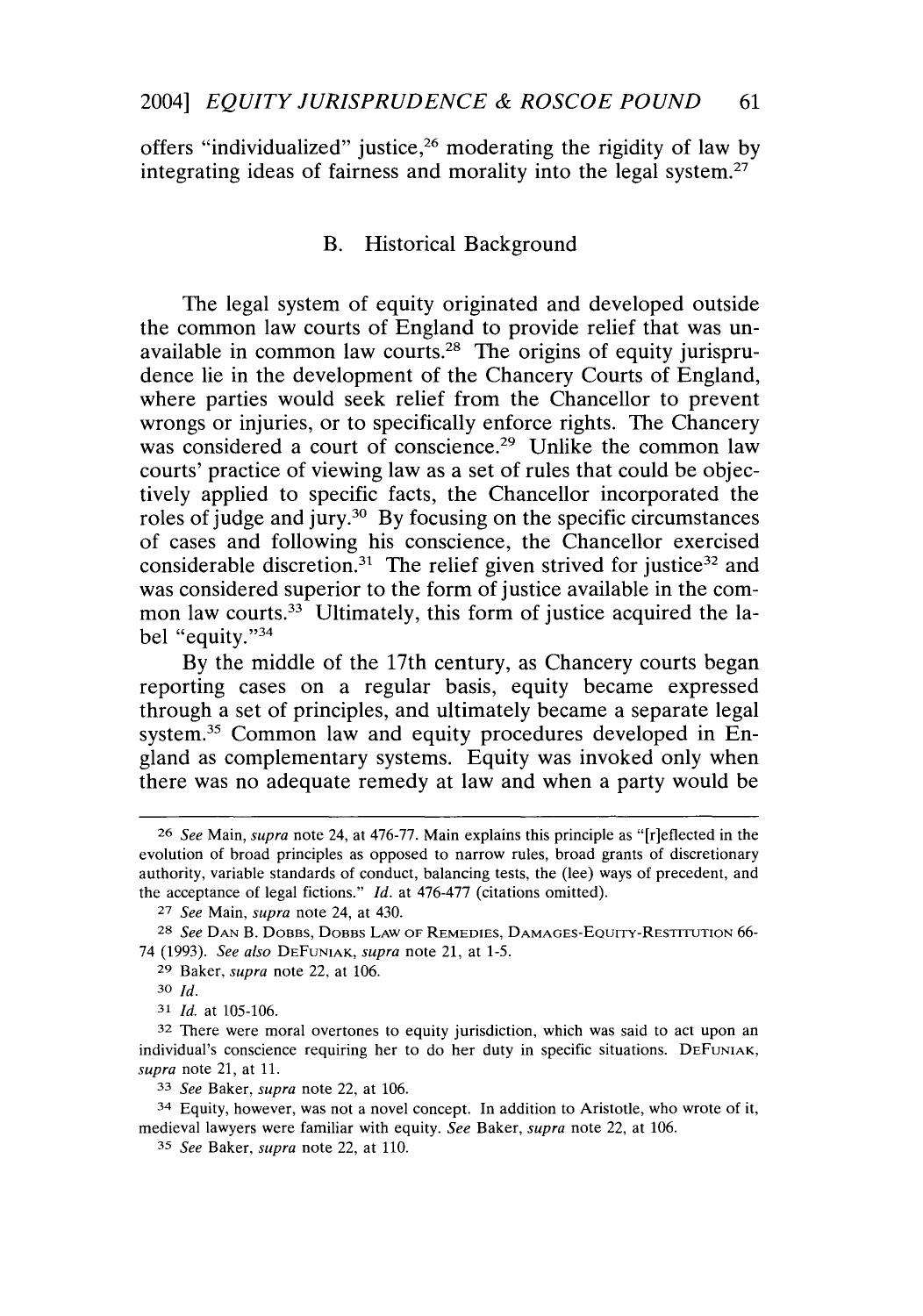offers "individualized" justice,[26] moderating the rigidity of law by integrating ideas of fairness and morality into the legal system.[27]

### B. Historical Background

The legal system of equity originated and developed outside the common law courts of England to provide relief that was unavailable in common law courts.[28] The origins of equity jurisprudence lie in the development of the Chancery Courts of England, where parties would seek relief from the Chancellor to prevent wrongs or injuries, or to specifically enforce rights. The Chancery was considered a court of conscience.[29] Unlike the common law courts' practice of viewing law as a set of rules that could be objectively applied to specific facts, the Chancellor incorporated the roles of judge and jury.[30] By focusing on the specific circumstances of cases and following his conscience, the Chancellor exercised considerable discretion.[31] The relief given strived for justice[32] and was considered superior to the form of justice available in the common law courts.[33] Ultimately, this form of justice acquired the label "equity."[34]

By the middle of the 17th century, as Chancery courts began reporting cases on a regular basis, equity became expressed through a set of principles, and ultimately became a separate legal system.[35] Common law and equity procedures developed in England as complementary systems. Equity was invoked only when there was no adequate remedy at law and when a party would be

---

[26] *See* Main, *supra* note 24, at 476-77. Main explains this principle as "[r]eflected in the evolution of broad principles as opposed to narrow rules, broad grants of discretionary authority, variable standards of conduct, balancing tests, the (lee) ways of precedent, and the acceptance of legal fictions." *Id.* at 476-477 (citations omitted).

[27] *See* Main, *supra* note 24, at 430.

[28] *See* DAN B. DOBBS, DOBBS LAW OF REMEDIES, DAMAGES-EQUITY-RESTITUTION 66-74 (1993). *See also* DEFUNIAK, *supra* note 21, at 1-5.

[29] Baker, *supra* note 22, at 106.

[30] *Id.*

[31] *Id.* at 105-106.

[32] There were moral overtones to equity jurisdiction, which was said to act upon an individual's conscience requiring her to do her duty in specific situations. DEFUNIAK, *supra* note 21, at 11.

[33] *See* Baker, *supra* note 22, at 106.

[34] Equity, however, was not a novel concept. In addition to Aristotle, who wrote of it, medieval lawyers were familiar with equity. *See* Baker, *supra* note 22, at 106.

[35] *See* Baker, *supra* note 22, at 110.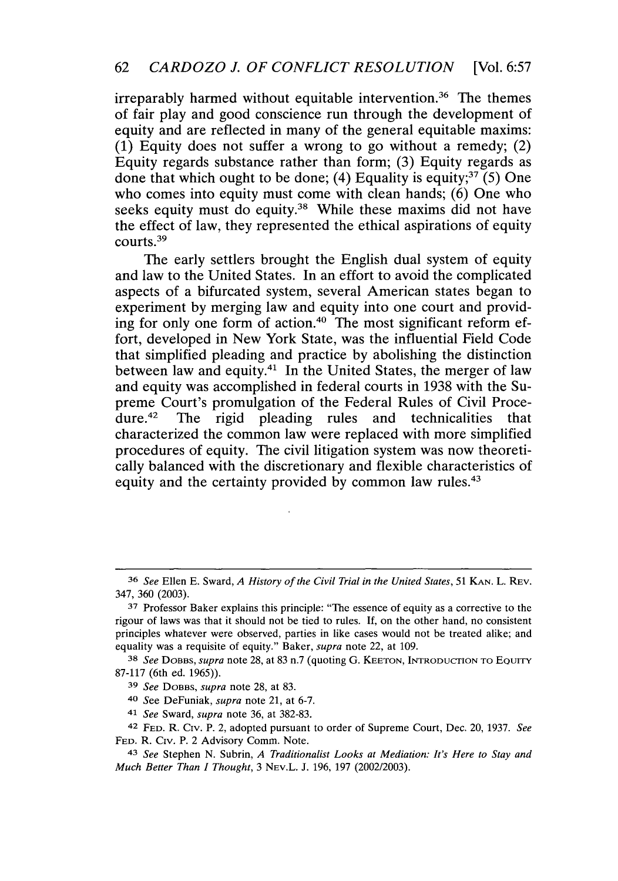irreparably harmed without equitable intervention.[36] The themes of fair play and good conscience run through the development of equity and are reflected in many of the general equitable maxims: (1) Equity does not suffer a wrong to go without a remedy; (2) Equity regards substance rather than form; (3) Equity regards as done that which ought to be done; (4) Equality is equity;[37] (5) One who comes into equity must come with clean hands; (6) One who seeks equity must do equity.[38] While these maxims did not have the effect of law, they represented the ethical aspirations of equity courts.[39]

The early settlers brought the English dual system of equity and law to the United States. In an effort to avoid the complicated aspects of a bifurcated system, several American states began to experiment by merging law and equity into one court and providing for only one form of action.[40] The most significant reform effort, developed in New York State, was the influential Field Code that simplified pleading and practice by abolishing the distinction between law and equity.[41] In the United States, the merger of law and equity was accomplished in federal courts in 1938 with the Supreme Court's promulgation of the Federal Rules of Civil Procedure.[42] The rigid pleading rules and technicalities that characterized the common law were replaced with more simplified procedures of equity. The civil litigation system was now theoretically balanced with the discretionary and flexible characteristics of equity and the certainty provided by common law rules.[43]

---

[36] *See* Ellen E. Sward, *A History of the Civil Trial in the United States*, 51 KAN. L. REV. 347, 360 (2003).

[37] Professor Baker explains this principle: "The essence of equity as a corrective to the rigour of laws was that it should not be tied to rules. If, on the other hand, no consistent principles whatever were observed, parties in like cases would not be treated alike; and equality was a requisite of equity." Baker, *supra* note 22, at 109.

[38] *See* DOBBS, *supra* note 28, at 83 n.7 (quoting G. KEETON, INTRODUCTION TO EQUITY 87-117 (6th ed. 1965)).

[39] *See* DOBBS, *supra* note 28, at 83.

[40] *See* DeFuniak, *supra* note 21, at 6-7.

[41] *See* Sward, *supra* note 36, at 382-83.

[42] FED. R. CIV. P. 2, adopted pursuant to order of Supreme Court, Dec. 20, 1937. *See* FED. R. CIV. P. 2 Advisory Comm. Note.

[43] *See* Stephen N. Subrin, *A Traditionalist Looks at Mediation: It's Here to Stay and Much Better Than I Thought*, 3 NEV.L. J. 196, 197 (2002/2003).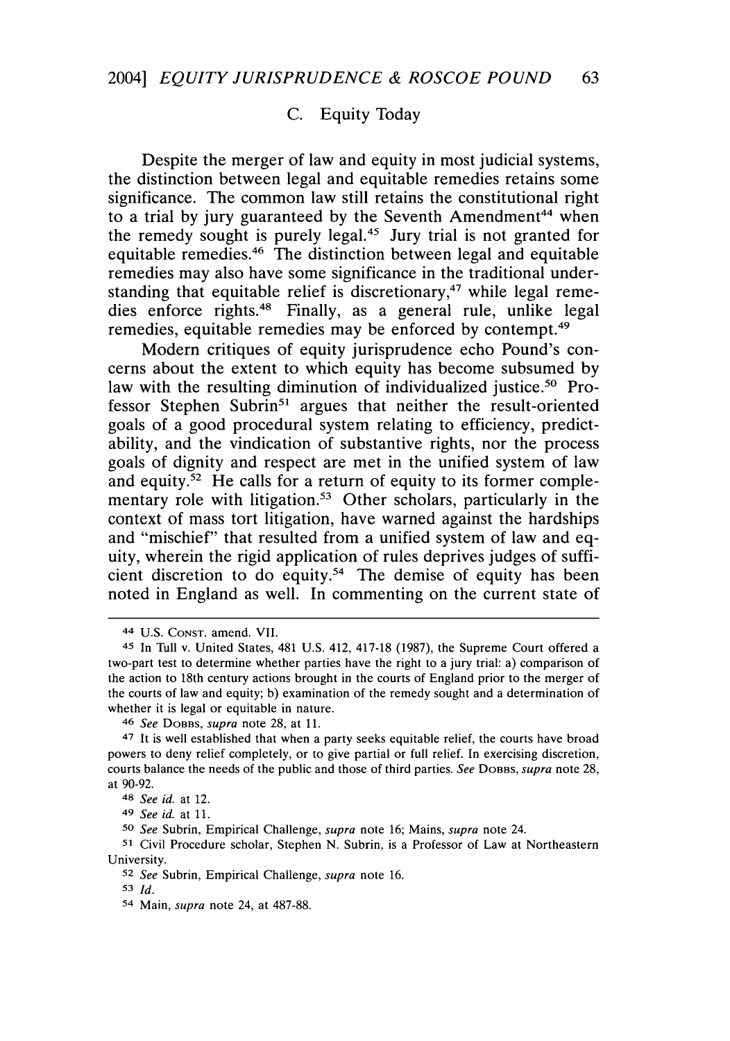### C. Equity Today

Despite the merger of law and equity in most judicial systems, the distinction between legal and equitable remedies retains some significance. The common law still retains the constitutional right to a trial by jury guaranteed by the Seventh Amendment[44] when the remedy sought is purely legal.[45] Jury trial is not granted for equitable remedies.[46] The distinction between legal and equitable remedies may also have some significance in the traditional understanding that equitable relief is discretionary,[47] while legal remedies enforce rights.[48] Finally, as a general rule, unlike legal remedies, equitable remedies may be enforced by contempt.[49]

Modern critiques of equity jurisprudence echo Pound's concerns about the extent to which equity has become subsumed by law with the resulting diminution of individualized justice.[50] Professor Stephen Subrin[51] argues that neither the result-oriented goals of a good procedural system relating to efficiency, predictability, and the vindication of substantive rights, nor the process goals of dignity and respect are met in the unified system of law and equity.[52] He calls for a return of equity to its former complementary role with litigation.[53] Other scholars, particularly in the context of mass tort litigation, have warned against the hardships and "mischief" that resulted from a unified system of law and equity, wherein the rigid application of rules deprives judges of sufficient discretion to do equity.[54] The demise of equity has been noted in England as well. In commenting on the current state of

---

44 U.S. CONST. amend. VII.

45 In Tull v. United States, 481 U.S. 412, 417-18 (1987), the Supreme Court offered a two-part test to determine whether parties have the right to a jury trial: a) comparison of the action to 18th century actions brought in the courts of England prior to the merger of the courts of law and equity; b) examination of the remedy sought and a determination of whether it is legal or equitable in nature.

46 *See* DOBBS, *supra* note 28, at 11.

47 It is well established that when a party seeks equitable relief, the courts have broad powers to deny relief completely, or to give partial or full relief. In exercising discretion, courts balance the needs of the public and those of third parties. *See* DOBBS, *supra* note 28, at 90-92.

48 *See id.* at 12.

49 *See id.* at 11.

50 *See* Subrin, Empirical Challenge, *supra* note 16; Mains, *supra* note 24.

51 Civil Procedure scholar, Stephen N. Subrin, is a Professor of Law at Northeastern University.

52 *See* Subrin, Empirical Challenge, *supra* note 16.

53 *Id.*

54 Main, *supra* note 24, at 487-88.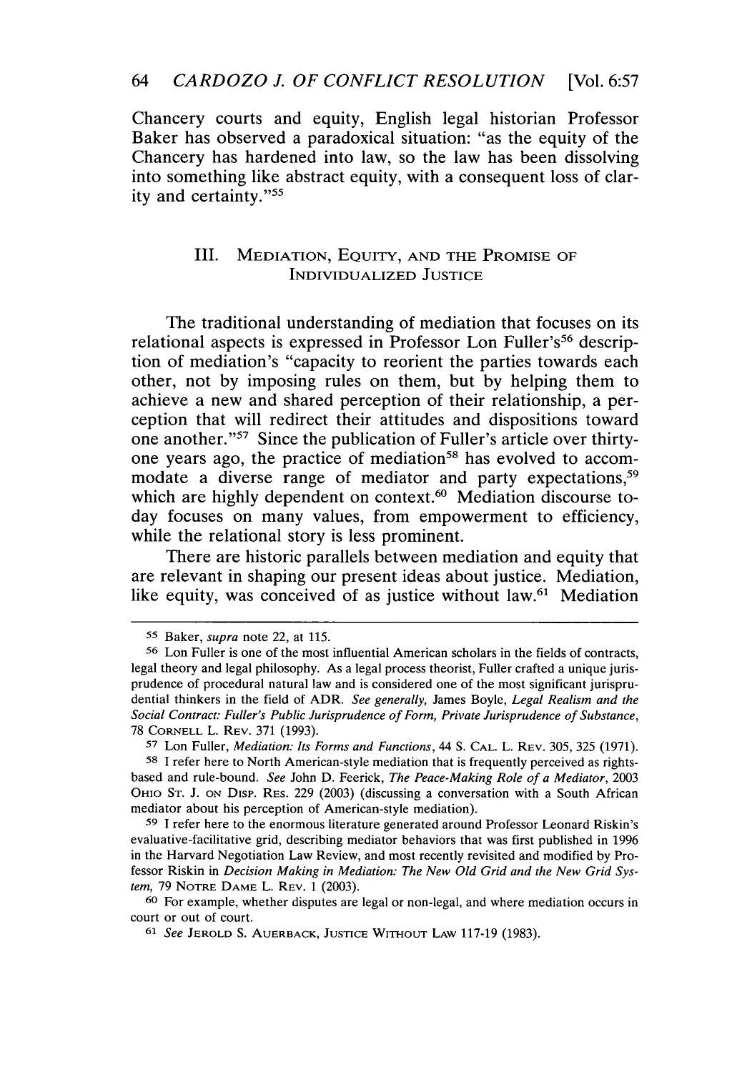Chancery courts and equity, English legal historian Professor Baker has observed a paradoxical situation: "as the equity of the Chancery has hardened into law, so the law has been dissolving into something like abstract equity, with a consequent loss of clarity and certainty."[55]

## III. Mediation, Equity, and the Promise of Individualized Justice

The traditional understanding of mediation that focuses on its relational aspects is expressed in Professor Lon Fuller's[56] description of mediation's "capacity to reorient the parties towards each other, not by imposing rules on them, but by helping them to achieve a new and shared perception of their relationship, a perception that will redirect their attitudes and dispositions toward one another."[57] Since the publication of Fuller's article over thirty-one years ago, the practice of mediation[58] has evolved to accommodate a diverse range of mediator and party expectations,[59] which are highly dependent on context.[60] Mediation discourse today focuses on many values, from empowerment to efficiency, while the relational story is less prominent.

There are historic parallels between mediation and equity that are relevant in shaping our present ideas about justice. Mediation, like equity, was conceived of as justice without law.[61] Mediation

---

[55] Baker, *supra* note 22, at 115.

[56] Lon Fuller is one of the most influential American scholars in the fields of contracts, legal theory and legal philosophy. As a legal process theorist, Fuller crafted a unique jurisprudence of procedural natural law and is considered one of the most significant jurisprudential thinkers in the field of ADR. *See generally,* James Boyle, *Legal Realism and the Social Contract: Fuller's Public Jurisprudence of Form, Private Jurisprudence of Substance*, 78 CORNELL L. REV. 371 (1993).

[57] Lon Fuller, *Mediation: Its Forms and Functions*, 44 S. CAL. L. REV. 305, 325 (1971).

[58] I refer here to North American-style mediation that is frequently perceived as rights-based and rule-bound. *See* John D. Feerick, *The Peace-Making Role of a Mediator*, 2003 OHIO ST. J. ON DISP. RES. 229 (2003) (discussing a conversation with a South African mediator about his perception of American-style mediation).

[59] I refer here to the enormous literature generated around Professor Leonard Riskin's evaluative-facilitative grid, describing mediator behaviors that was first published in 1996 in the Harvard Negotiation Law Review, and most recently revisited and modified by Professor Riskin in *Decision Making in Mediation: The New Old Grid and the New Grid System,* 79 NOTRE DAME L. REV. 1 (2003).

[60] For example, whether disputes are legal or non-legal, and where mediation occurs in court or out of court.

[61] *See* JEROLD S. AUERBACK, JUSTICE WITHOUT LAW 117-19 (1983).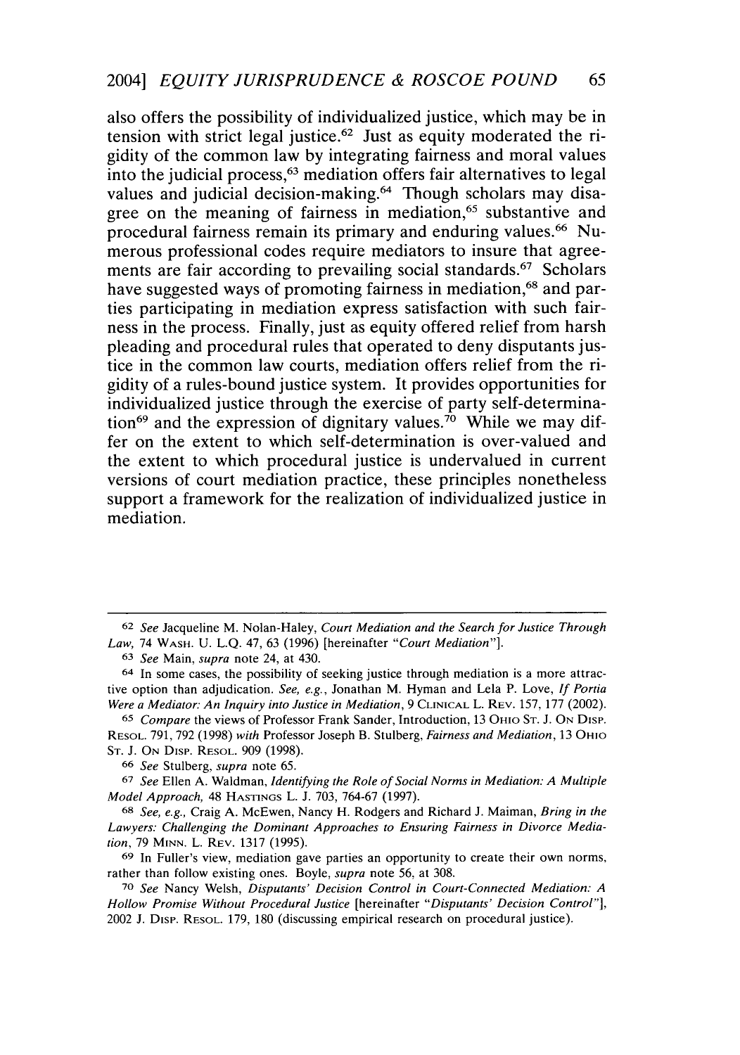also offers the possibility of individualized justice, which may be in tension with strict legal justice.[62] Just as equity moderated the rigidity of the common law by integrating fairness and moral values into the judicial process,[63] mediation offers fair alternatives to legal values and judicial decision-making.[64] Though scholars may disagree on the meaning of fairness in mediation,[65] substantive and procedural fairness remain its primary and enduring values.[66] Numerous professional codes require mediators to insure that agreements are fair according to prevailing social standards.[67] Scholars have suggested ways of promoting fairness in mediation,[68] and parties participating in mediation express satisfaction with such fairness in the process. Finally, just as equity offered relief from harsh pleading and procedural rules that operated to deny disputants justice in the common law courts, mediation offers relief from the rigidity of a rules-bound justice system. It provides opportunities for individualized justice through the exercise of party self-determination[69] and the expression of dignitary values.[70] While we may differ on the extent to which self-determination is over-valued and the extent to which procedural justice is undervalued in current versions of court mediation practice, these principles nonetheless support a framework for the realization of individualized justice in mediation.

---

[62] *See* Jacqueline M. Nolan-Haley, *Court Mediation and the Search for Justice Through Law*, 74 Wash. U. L.Q. 47, 63 (1996) [hereinafter "*Court Mediation*"].

[63] *See* Main, *supra* note 24, at 430.

[64] In some cases, the possibility of seeking justice through mediation is a more attractive option than adjudication. *See, e.g.*, Jonathan M. Hyman and Lela P. Love, *If Portia Were a Mediator: An Inquiry into Justice in Mediation*, 9 Clinical L. Rev. 157, 177 (2002).

[65] *Compare* the views of Professor Frank Sander, Introduction, 13 Ohio St. J. on Disp. Resol. 791, 792 (1998) *with* Professor Joseph B. Stulberg, *Fairness and Mediation*, 13 Ohio St. J. on Disp. Resol. 909 (1998).

[66] *See* Stulberg, *supra* note 65.

[67] *See* Ellen A. Waldman, *Identifying the Role of Social Norms in Mediation: A Multiple Model Approach*, 48 Hastings L. J. 703, 764-67 (1997).

[68] *See, e.g.*, Craig A. McEwen, Nancy H. Rodgers and Richard J. Maiman, *Bring in the Lawyers: Challenging the Dominant Approaches to Ensuring Fairness in Divorce Mediation*, 79 Minn. L. Rev. 1317 (1995).

[69] In Fuller's view, mediation gave parties an opportunity to create their own norms, rather than follow existing ones. Boyle, *supra* note 56, at 308.

[70] *See* Nancy Welsh, *Disputants' Decision Control in Court-Connected Mediation: A Hollow Promise Without Procedural Justice* [hereinafter "*Disputants' Decision Control*"], 2002 J. Disp. Resol. 179, 180 (discussing empirical research on procedural justice).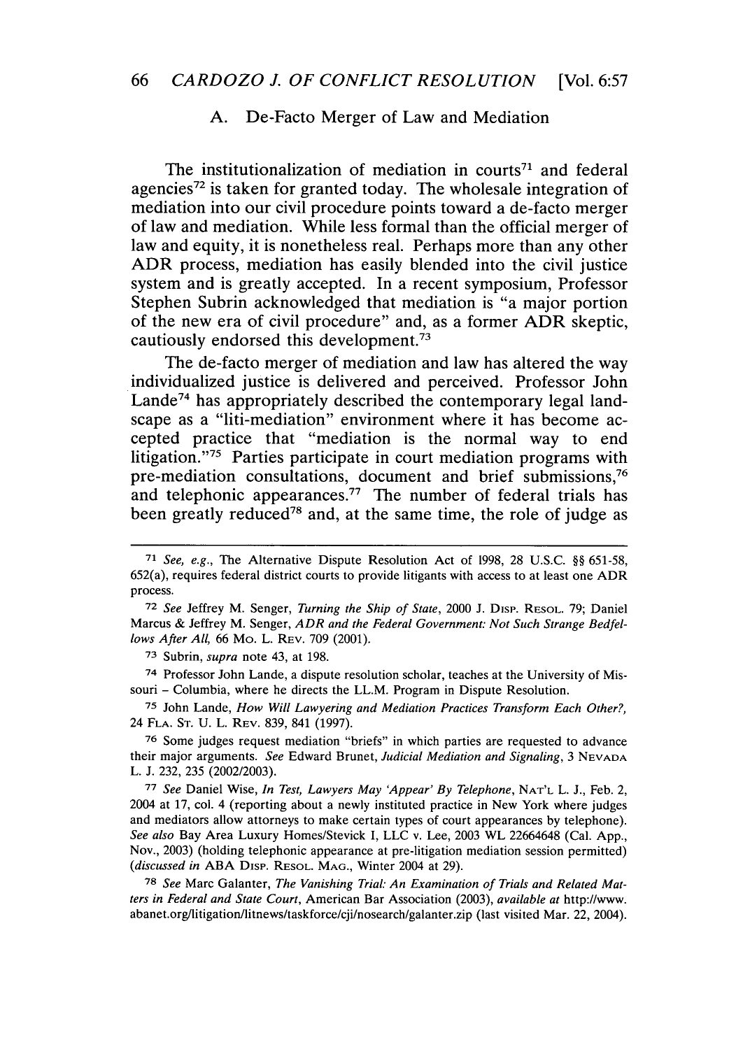### A. De-Facto Merger of Law and Mediation

The institutionalization of mediation in courts[71] and federal agencies[72] is taken for granted today. The wholesale integration of mediation into our civil procedure points toward a de-facto merger of law and mediation. While less formal than the official merger of law and equity, it is nonetheless real. Perhaps more than any other ADR process, mediation has easily blended into the civil justice system and is greatly accepted. In a recent symposium, Professor Stephen Subrin acknowledged that mediation is "a major portion of the new era of civil procedure" and, as a former ADR skeptic, cautiously endorsed this development.[73]

The de-facto merger of mediation and law has altered the way individualized justice is delivered and perceived. Professor John Lande[74] has appropriately described the contemporary legal landscape as a "liti-mediation" environment where it has become accepted practice that "mediation is the normal way to end litigation."[75] Parties participate in court mediation programs with pre-mediation consultations, document and brief submissions,[76] and telephonic appearances.[77] The number of federal trials has been greatly reduced[78] and, at the same time, the role of judge as

---

[71] *See, e.g.*, The Alternative Dispute Resolution Act of 1998, 28 U.S.C. §§ 651-58, 652(a), requires federal district courts to provide litigants with access to at least one ADR process.

[72] *See* Jeffrey M. Senger, *Turning the Ship of State*, 2000 J. DISP. RESOL. 79; Daniel Marcus & Jeffrey M. Senger, *ADR and the Federal Government: Not Such Strange Bedfellows After All*, 66 MO. L. REV. 709 (2001).

[73] Subrin, *supra* note 43, at 198.

[74] Professor John Lande, a dispute resolution scholar, teaches at the University of Missouri – Columbia, where he directs the LL.M. Program in Dispute Resolution.

[75] John Lande, *How Will Lawyering and Mediation Practices Transform Each Other?*, 24 FLA. ST. U. L. REV. 839, 841 (1997).

[76] Some judges request mediation "briefs" in which parties are requested to advance their major arguments. *See* Edward Brunet, *Judicial Mediation and Signaling*, 3 NEVADA L. J. 232, 235 (2002/2003).

[77] *See* Daniel Wise, *In Test, Lawyers May 'Appear' By Telephone*, NAT'L L. J., Feb. 2, 2004 at 17, col. 4 (reporting about a newly instituted practice in New York where judges and mediators allow attorneys to make certain types of court appearances by telephone). *See also* Bay Area Luxury Homes/Stevick I, LLC v. Lee, 2003 WL 22664648 (Cal. App., Nov., 2003) (holding telephonic appearance at pre-litigation mediation session permitted) (*discussed in* ABA DISP. RESOL. MAG., Winter 2004 at 29).

[78] *See* Marc Galanter, *The Vanishing Trial: An Examination of Trials and Related Matters in Federal and State Court*, American Bar Association (2003), *available at* http://www.abanet.org/litigation/litnews/taskforce/cji/nosearch/galanter.zip (last visited Mar. 22, 2004).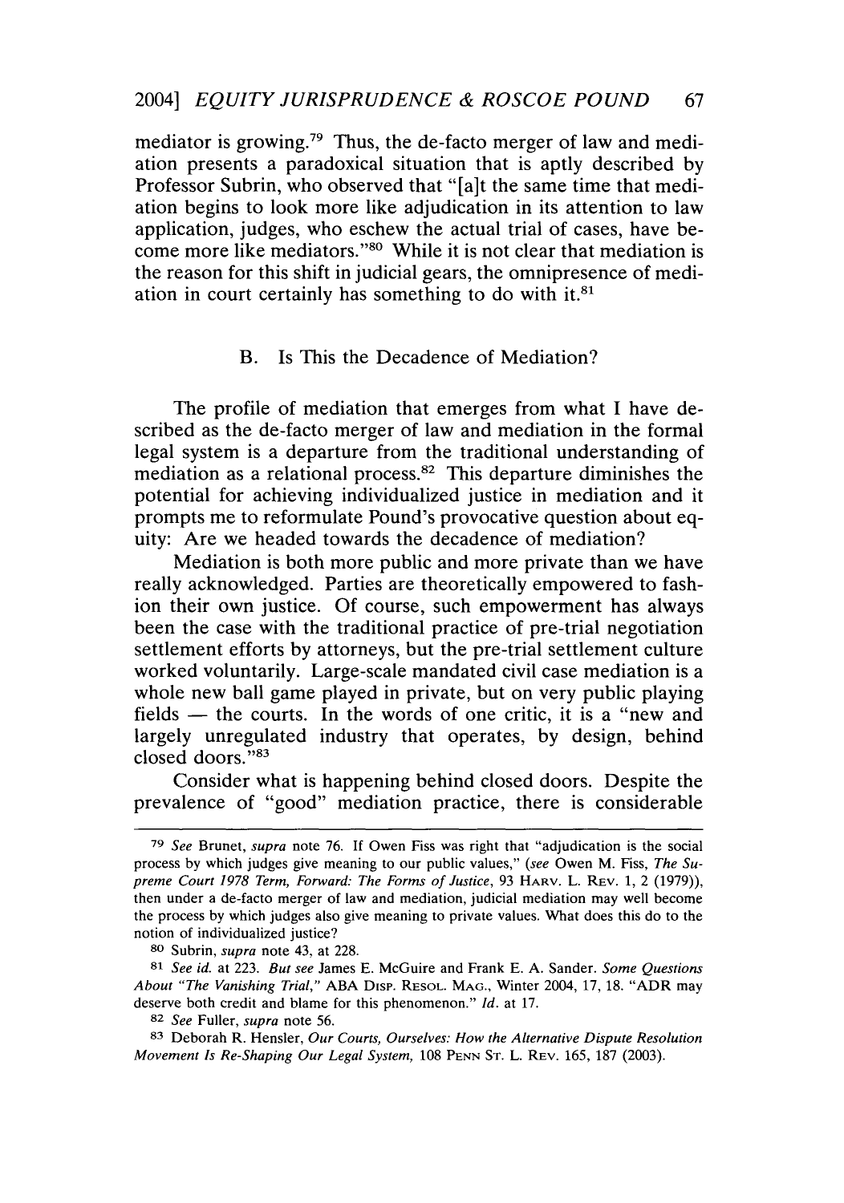mediator is growing.[79] Thus, the de-facto merger of law and mediation presents a paradoxical situation that is aptly described by Professor Subrin, who observed that "[a]t the same time that mediation begins to look more like adjudication in its attention to law application, judges, who eschew the actual trial of cases, have become more like mediators."[80] While it is not clear that mediation is the reason for this shift in judicial gears, the omnipresence of mediation in court certainly has something to do with it.[81]

### B. Is This the Decadence of Mediation?

The profile of mediation that emerges from what I have described as the de-facto merger of law and mediation in the formal legal system is a departure from the traditional understanding of mediation as a relational process.[82] This departure diminishes the potential for achieving individualized justice in mediation and it prompts me to reformulate Pound's provocative question about equity: Are we headed towards the decadence of mediation?

Mediation is both more public and more private than we have really acknowledged. Parties are theoretically empowered to fashion their own justice. Of course, such empowerment has always been the case with the traditional practice of pre-trial negotiation settlement efforts by attorneys, but the pre-trial settlement culture worked voluntarily. Large-scale mandated civil case mediation is a whole new ball game played in private, but on very public playing fields — the courts. In the words of one critic, it is a "new and largely unregulated industry that operates, by design, behind closed doors."[83]

Consider what is happening behind closed doors. Despite the prevalence of "good" mediation practice, there is considerable

---

[79] *See* Brunet, *supra* note 76. If Owen Fiss was right that "adjudication is the social process by which judges give meaning to our public values," (*see* Owen M. Fiss, *The Supreme Court 1978 Term, Forward: The Forms of Justice*, 93 HARV. L. REV. 1, 2 (1979)), then under a de-facto merger of law and mediation, judicial mediation may well become the process by which judges also give meaning to private values. What does this do to the notion of individualized justice?

[80] Subrin, *supra* note 43, at 228.

[81] *See id.* at 223. *But see* James E. McGuire and Frank E. A. Sander. *Some Questions About "The Vanishing Trial,"* ABA DISP. RESOL. MAG., Winter 2004, 17, 18. "ADR may deserve both credit and blame for this phenomenon." *Id.* at 17.

[82] *See* Fuller, *supra* note 56.

[83] Deborah R. Hensler, *Our Courts, Ourselves: How the Alternative Dispute Resolution Movement Is Re-Shaping Our Legal System,* 108 PENN ST. L. REV. 165, 187 (2003).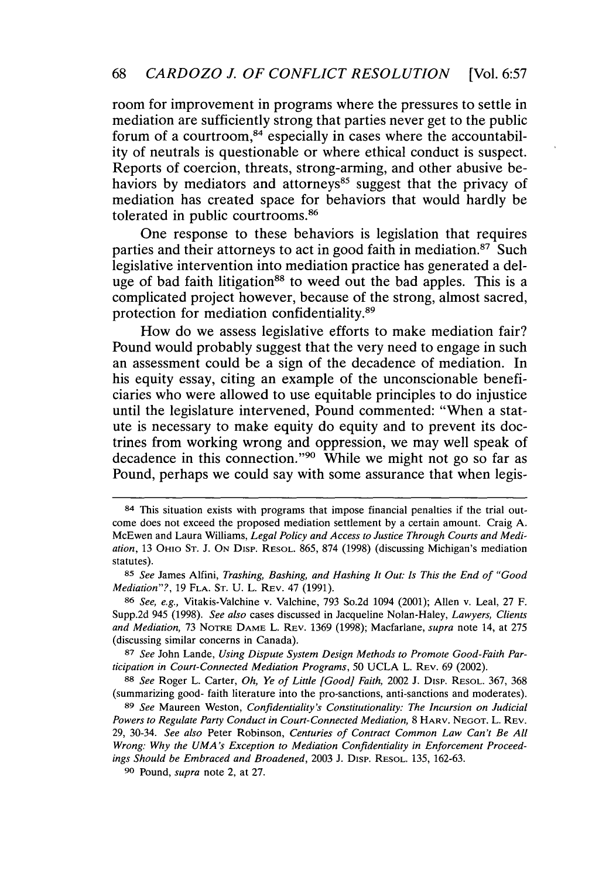room for improvement in programs where the pressures to settle in mediation are sufficiently strong that parties never get to the public forum of a courtroom,[84] especially in cases where the accountability of neutrals is questionable or where ethical conduct is suspect. Reports of coercion, threats, strong-arming, and other abusive behaviors by mediators and attorneys[85] suggest that the privacy of mediation has created space for behaviors that would hardly be tolerated in public courtrooms.[86]

One response to these behaviors is legislation that requires parties and their attorneys to act in good faith in mediation.[87] Such legislative intervention into mediation practice has generated a deluge of bad faith litigation[88] to weed out the bad apples. This is a complicated project however, because of the strong, almost sacred, protection for mediation confidentiality.[89]

How do we assess legislative efforts to make mediation fair? Pound would probably suggest that the very need to engage in such an assessment could be a sign of the decadence of mediation. In his equity essay, citing an example of the unconscionable beneficiaries who were allowed to use equitable principles to do injustice until the legislature intervened, Pound commented: "When a statute is necessary to make equity do equity and to prevent its doctrines from working wrong and oppression, we may well speak of decadence in this connection."[90] While we might not go so far as Pound, perhaps we could say with some assurance that when legis-

---

[84] This situation exists with programs that impose financial penalties if the trial outcome does not exceed the proposed mediation settlement by a certain amount. Craig A. McEwen and Laura Williams, *Legal Policy and Access to Justice Through Courts and Mediation*, 13 Ohio St. J. on Disp. Resol. 865, 874 (1998) (discussing Michigan's mediation statutes).

[85] *See* James Alfini, *Trashing, Bashing, and Hashing It Out: Is This the End of "Good Mediation"?*, 19 Fla. St. U. L. Rev. 47 (1991).

[86] *See, e.g.*, Vitakis-Valchine v. Valchine, 793 So.2d 1094 (2001); Allen v. Leal, 27 F. Supp.2d 945 (1998). *See also* cases discussed in Jacqueline Nolan-Haley, *Lawyers, Clients and Mediation*, 73 Notre Dame L. Rev. 1369 (1998); Macfarlane, *supra* note 14, at 275 (discussing similar concerns in Canada).

[87] *See* John Lande, *Using Dispute System Design Methods to Promote Good-Faith Participation in Court-Connected Mediation Programs*, 50 UCLA L. Rev. 69 (2002).

[88] *See* Roger L. Carter, *Oh, Ye of Little [Good] Faith*, 2002 J. Disp. Resol. 367, 368 (summarizing good- faith literature into the pro-sanctions, anti-sanctions and moderates).

[89] *See* Maureen Weston, *Confidentiality's Constitutionality: The Incursion on Judicial Powers to Regulate Party Conduct in Court-Connected Mediation*, 8 Harv. Negot. L. Rev. 29, 30-34. *See also* Peter Robinson, *Centuries of Contract Common Law Can't Be All Wrong: Why the UMA's Exception to Mediation Confidentiality in Enforcement Proceedings Should be Embraced and Broadened*, 2003 J. Disp. Resol. 135, 162-63.

[90] Pound, *supra* note 2, at 27.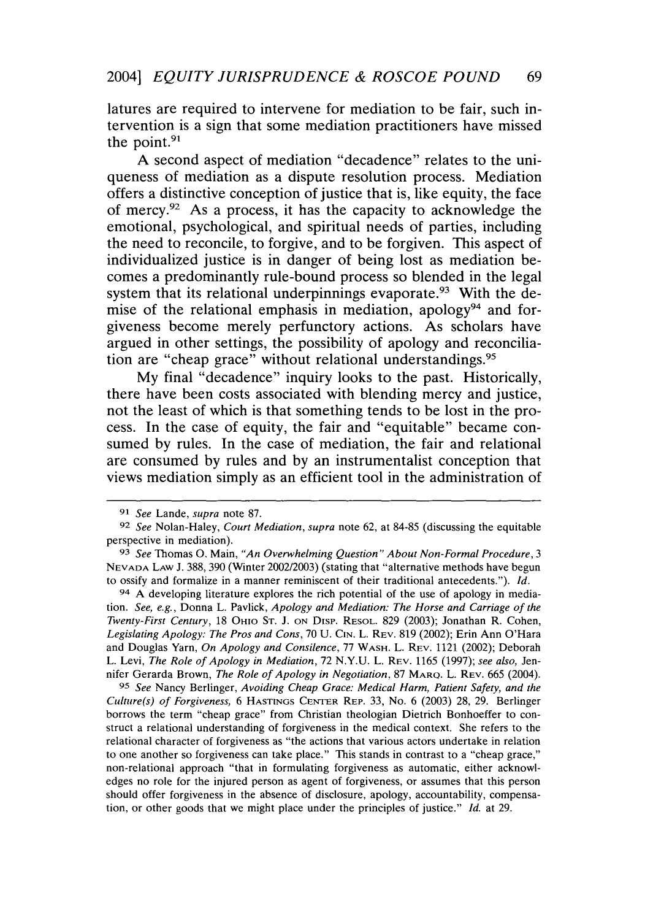latures are required to intervene for mediation to be fair, such intervention is a sign that some mediation practitioners have missed the point.[91]

A second aspect of mediation "decadence" relates to the uniqueness of mediation as a dispute resolution process. Mediation offers a distinctive conception of justice that is, like equity, the face of mercy.[92] As a process, it has the capacity to acknowledge the emotional, psychological, and spiritual needs of parties, including the need to reconcile, to forgive, and to be forgiven. This aspect of individualized justice is in danger of being lost as mediation becomes a predominantly rule-bound process so blended in the legal system that its relational underpinnings evaporate.[93] With the demise of the relational emphasis in mediation, apology[94] and forgiveness become merely perfunctory actions. As scholars have argued in other settings, the possibility of apology and reconciliation are "cheap grace" without relational understandings.[95]

My final "decadence" inquiry looks to the past. Historically, there have been costs associated with blending mercy and justice, not the least of which is that something tends to be lost in the process. In the case of equity, the fair and "equitable" became consumed by rules. In the case of mediation, the fair and relational are consumed by rules and by an instrumentalist conception that views mediation simply as an efficient tool in the administration of

---

[91] *See* Lande, *supra* note 87.

[92] *See* Nolan-Haley, *Court Mediation*, *supra* note 62, at 84-85 (discussing the equitable perspective in mediation).

[93] *See* Thomas O. Main, *"An Overwhelming Question" About Non-Formal Procedure*, 3 NEVADA LAW J. 388, 390 (Winter 2002/2003) (stating that "alternative methods have begun to ossify and formalize in a manner reminiscent of their traditional antecedents."). *Id.*

[94] A developing literature explores the rich potential of the use of apology in mediation. *See, e.g.*, Donna L. Pavlick, *Apology and Mediation: The Horse and Carriage of the Twenty-First Century*, 18 OHIO ST. J. ON DISP. RESOL. 829 (2003); Jonathan R. Cohen, *Legislating Apology: The Pros and Cons*, 70 U. CIN. L. REV. 819 (2002); Erin Ann O'Hara and Douglas Yarn, *On Apology and Consilence*, 77 WASH. L. REV. 1121 (2002); Deborah L. Levi, *The Role of Apology in Mediation*, 72 N.Y.U. L. REV. 1165 (1997); *see also*, Jennifer Gerarda Brown, *The Role of Apology in Negotiation*, 87 MARQ. L. REV. 665 (2004).

[95] *See* Nancy Berlinger, *Avoiding Cheap Grace: Medical Harm, Patient Safety, and the Culture(s) of Forgiveness*, 6 HASTINGS CENTER REP. 33, No. 6 (2003) 28, 29. Berlinger borrows the term "cheap grace" from Christian theologian Dietrich Bonhoeffer to construct a relational understanding of forgiveness in the medical context. She refers to the relational character of forgiveness as "the actions that various actors undertake in relation to one another so forgiveness can take place." This stands in contrast to a "cheap grace," non-relational approach "that in formulating forgiveness as automatic, either acknowledges no role for the injured person as agent of forgiveness, or assumes that this person should offer forgiveness in the absence of disclosure, apology, accountability, compensation, or other goods that we might place under the principles of justice." *Id.* at 29.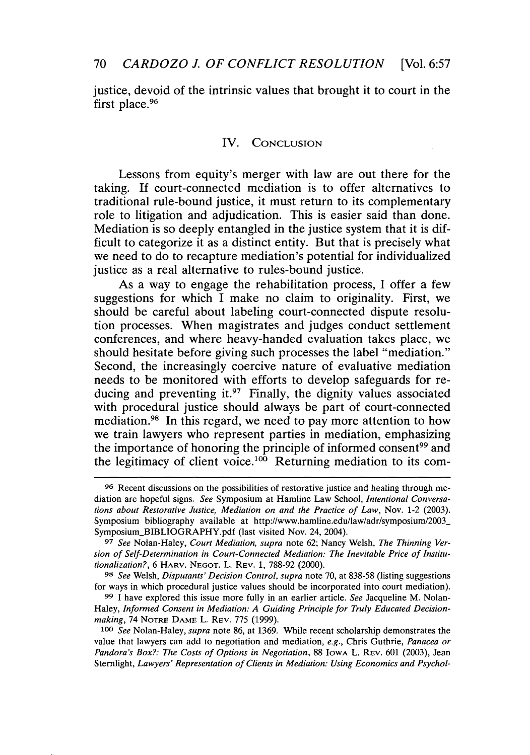justice, devoid of the intrinsic values that brought it to court in the first place.[96]

## IV. Conclusion

Lessons from equity's merger with law are out there for the taking. If court-connected mediation is to offer alternatives to traditional rule-bound justice, it must return to its complementary role to litigation and adjudication. This is easier said than done. Mediation is so deeply entangled in the justice system that it is difficult to categorize it as a distinct entity. But that is precisely what we need to do to recapture mediation's potential for individualized justice as a real alternative to rules-bound justice.

As a way to engage the rehabilitation process, I offer a few suggestions for which I make no claim to originality. First, we should be careful about labeling court-connected dispute resolution processes. When magistrates and judges conduct settlement conferences, and where heavy-handed evaluation takes place, we should hesitate before giving such processes the label "mediation." Second, the increasingly coercive nature of evaluative mediation needs to be monitored with efforts to develop safeguards for reducing and preventing it.[97] Finally, the dignity values associated with procedural justice should always be part of court-connected mediation.[98] In this regard, we need to pay more attention to how we train lawyers who represent parties in mediation, emphasizing the importance of honoring the principle of informed consent[99] and the legitimacy of client voice.[100] Returning mediation to its com-

---

[96] Recent discussions on the possibilities of restorative justice and healing through mediation are hopeful signs. *See* Symposium at Hamline Law School, *Intentional Conversations about Restorative Justice, Mediation on and the Practice of Law*, Nov. 1-2 (2003). Symposium bibliography available at http://www.hamline.edu/law/adr/symposium/2003_Symposium_BIBLIOGRAPHY.pdf (last visited Nov. 24, 2004).

[97] *See* Nolan-Haley, *Court Mediation*, *supra* note 62; Nancy Welsh, *The Thinning Version of Self-Determination in Court-Connected Mediation: The Inevitable Price of Institutionalization?*, 6 HARV. NEGOT. L. REV. 1, 788-92 (2000).

[98] *See* Welsh, *Disputants' Decision Control*, *supra* note 70, at 838-58 (listing suggestions for ways in which procedural justice values should be incorporated into court mediation).

[99] I have explored this issue more fully in an earlier article. *See* Jacqueline M. Nolan-Haley, *Informed Consent in Mediation: A Guiding Principle for Truly Educated Decisionmaking*, 74 NOTRE DAME L. REV. 775 (1999).

[100] *See* Nolan-Haley, *supra* note 86, at 1369. While recent scholarship demonstrates the value that lawyers can add to negotiation and mediation, *e.g.*, Chris Guthrie, *Panacea or Pandora's Box?: The Costs of Options in Negotiation*, 88 IOWA L. REV. 601 (2003), Jean Sternlight, *Lawyers' Representation of Clients in Mediation: Using Economics and Psychol-*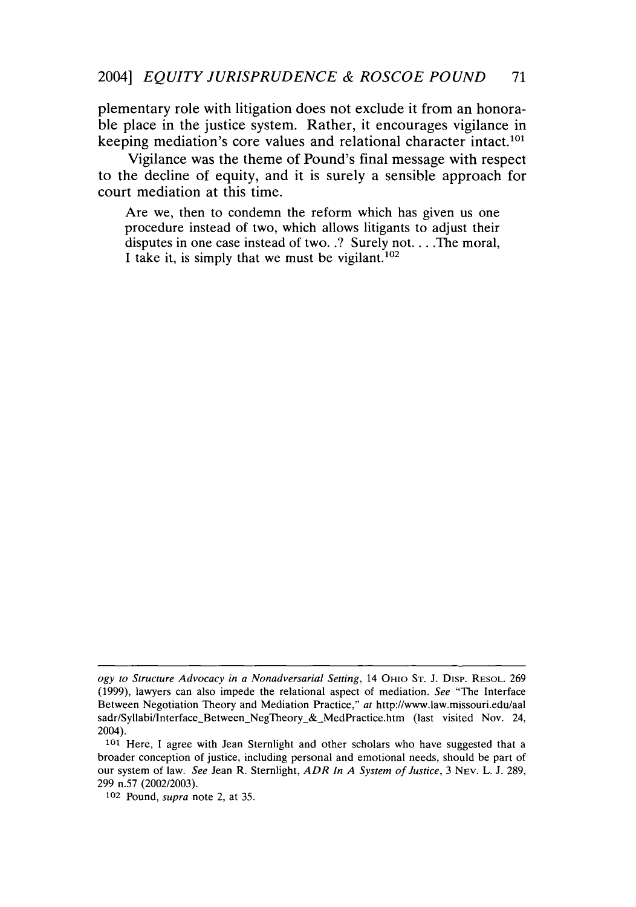plementary role with litigation does not exclude it from an honorable place in the justice system. Rather, it encourages vigilance in keeping mediation's core values and relational character intact.[101]

Vigilance was the theme of Pound's final message with respect to the decline of equity, and it is surely a sensible approach for court mediation at this time.

> Are we, then to condemn the reform which has given us one procedure instead of two, which allows litigants to adjust their disputes in one case instead of two. .? Surely not. . . .The moral, I take it, is simply that we must be vigilant.[102]

---

*ogy to Structure Advocacy in a Nonadversarial Setting*, 14 OHIO ST. J. DISP. RESOL. 269 (1999), lawyers can also impede the relational aspect of mediation. *See* "The Interface Between Negotiation Theory and Mediation Practice," *at* http://www.law.missouri.edu/aalsadr/Syllabi/Interface_Between_NegTheory_&_MedPractice.htm (last visited Nov. 24, 2004).

[101] Here, I agree with Jean Sternlight and other scholars who have suggested that a broader conception of justice, including personal and emotional needs, should be part of our system of law. *See* Jean R. Sternlight, *ADR In A System of Justice*, 3 NEV. L. J. 289, 299 n.57 (2002/2003).

[102] Pound, *supra* note 2, at 35.